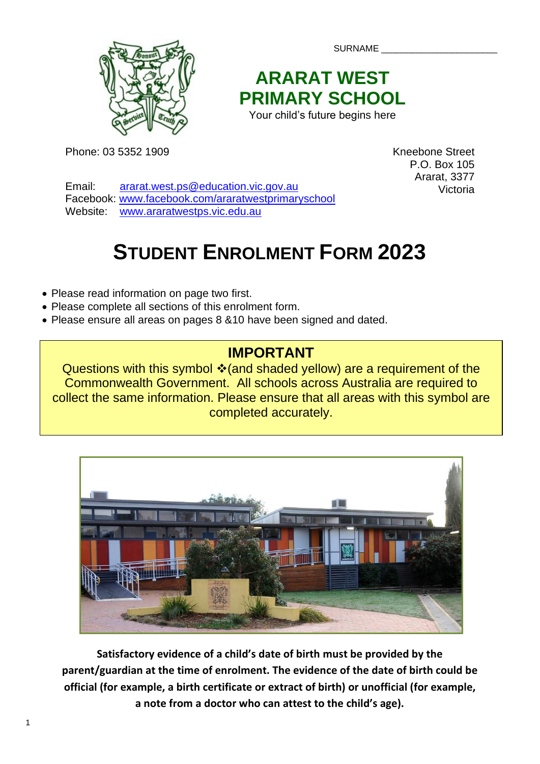SURNAME ______________________

# ARARAT WEST PRIMARY SCHOOL

Your child's future begins here

Phone: 03 5352 1909

Kneebone Street
P.O. Box 105
Ararat, 3377
Victoria

Email: ararat.west.ps@education.vic.gov.au
Facebook: www.facebook.com/araratwestprimaryschool
Website: www.araratwestps.vic.edu.au

# STUDENT ENROLMENT FORM 2023

- Please read information on page two first.
- Please complete all sections of this enrolment form.
- Please ensure all areas on pages 8 &10 have been signed and dated.

## IMPORTANT

Questions with this symbol ❖(and shaded yellow) are a requirement of the Commonwealth Government. All schools across Australia are required to collect the same information. Please ensure that all areas with this symbol are completed accurately.

**Satisfactory evidence of a child's date of birth must be provided by the parent/guardian at the time of enrolment. The evidence of the date of birth could be official (for example, a birth certificate or extract of birth) or unofficial (for example, a note from a doctor who can attest to the child's age).**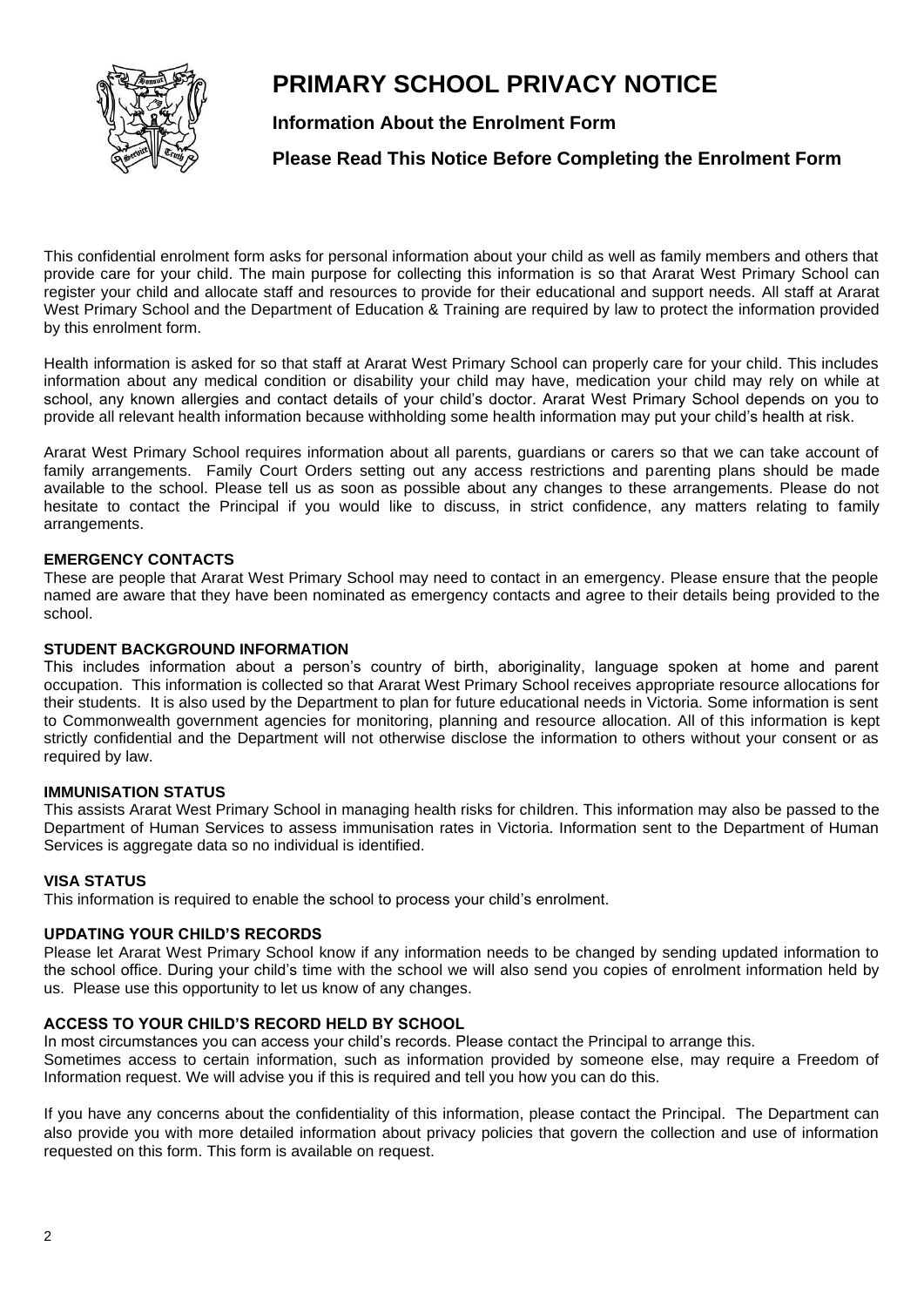# PRIMARY SCHOOL PRIVACY NOTICE

## Information About the Enrolment Form

## Please Read This Notice Before Completing the Enrolment Form

This confidential enrolment form asks for personal information about your child as well as family members and others that provide care for your child. The main purpose for collecting this information is so that Ararat West Primary School can register your child and allocate staff and resources to provide for their educational and support needs. All staff at Ararat West Primary School and the Department of Education & Training are required by law to protect the information provided by this enrolment form.

Health information is asked for so that staff at Ararat West Primary School can properly care for your child. This includes information about any medical condition or disability your child may have, medication your child may rely on while at school, any known allergies and contact details of your child's doctor. Ararat West Primary School depends on you to provide all relevant health information because withholding some health information may put your child's health at risk.

Ararat West Primary School requires information about all parents, guardians or carers so that we can take account of family arrangements. Family Court Orders setting out any access restrictions and parenting plans should be made available to the school. Please tell us as soon as possible about any changes to these arrangements. Please do not hesitate to contact the Principal if you would like to discuss, in strict confidence, any matters relating to family arrangements.

**EMERGENCY CONTACTS**

These are people that Ararat West Primary School may need to contact in an emergency. Please ensure that the people named are aware that they have been nominated as emergency contacts and agree to their details being provided to the school.

**STUDENT BACKGROUND INFORMATION**

This includes information about a person's country of birth, aboriginality, language spoken at home and parent occupation. This information is collected so that Ararat West Primary School receives appropriate resource allocations for their students. It is also used by the Department to plan for future educational needs in Victoria. Some information is sent to Commonwealth government agencies for monitoring, planning and resource allocation. All of this information is kept strictly confidential and the Department will not otherwise disclose the information to others without your consent or as required by law.

**IMMUNISATION STATUS**

This assists Ararat West Primary School in managing health risks for children. This information may also be passed to the Department of Human Services to assess immunisation rates in Victoria. Information sent to the Department of Human Services is aggregate data so no individual is identified.

**VISA STATUS**

This information is required to enable the school to process your child's enrolment.

**UPDATING YOUR CHILD'S RECORDS**

Please let Ararat West Primary School know if any information needs to be changed by sending updated information to the school office. During your child's time with the school we will also send you copies of enrolment information held by us. Please use this opportunity to let us know of any changes.

**ACCESS TO YOUR CHILD'S RECORD HELD BY SCHOOL**

In most circumstances you can access your child's records. Please contact the Principal to arrange this.
Sometimes access to certain information, such as information provided by someone else, may require a Freedom of Information request. We will advise you if this is required and tell you how you can do this.

If you have any concerns about the confidentiality of this information, please contact the Principal. The Department can also provide you with more detailed information about privacy policies that govern the collection and use of information requested on this form. This form is available on request.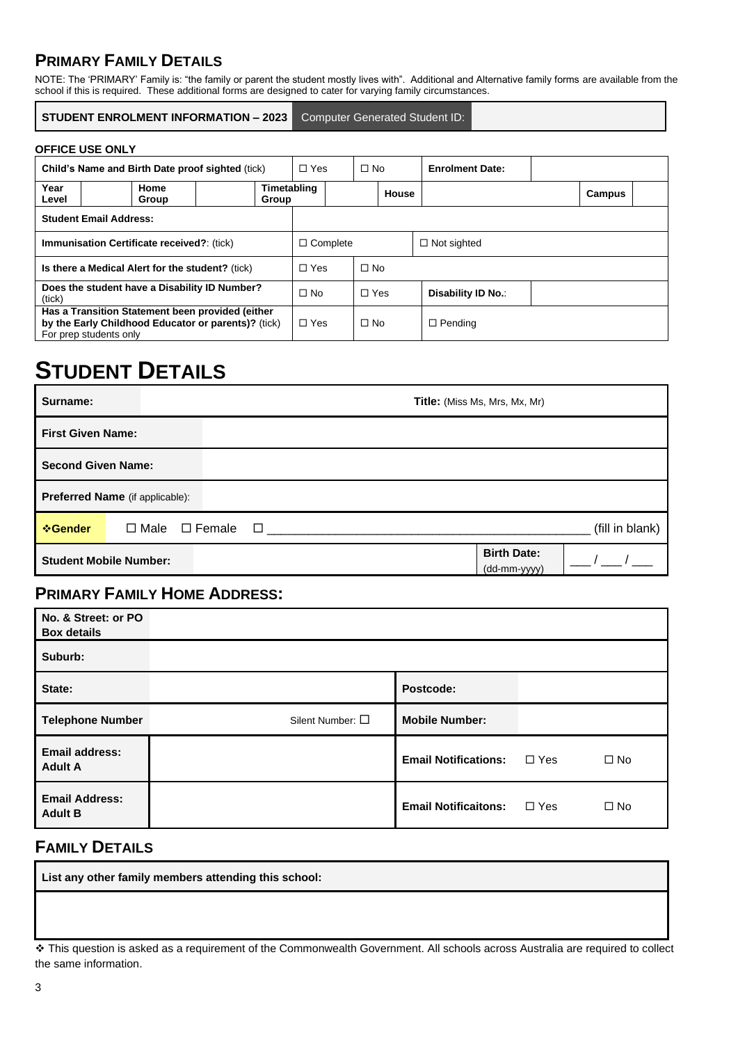## PRIMARY FAMILY DETAILS

NOTE: The 'PRIMARY' Family is: "the family or parent the student mostly lives with". Additional and Alternative family forms are available from the school if this is required. These additional forms are designed to cater for varying family circumstances.

| STUDENT ENROLMENT INFORMATION – 2023 | Computer Generated Student ID: | |
|---|---|---|

**OFFICE USE ONLY**

| **Child's Name and Birth Date proof sighted** (tick) | | | | | ☐ Yes | | ☐ No | **Enrolment Date:** | | | |
|---|---|---|---|---|---|---|---|---|---|---|---|
| **Year Level** | | **Home Group** | | **Timetabling Group** | | | **House** | | | **Campus** | |
| **Student Email Address:** | | | | | | | | | | | |
| **Immunisation Certificate received?**: (tick) | | | | | ☐ Complete | | | ☐ Not sighted | | | |
| **Is there a Medical Alert for the student?** (tick) | | | | | ☐ Yes | | ☐ No | | | | |
| **Does the student have a Disability ID Number?** (tick) | | | | | ☐ No | | ☐ Yes | **Disability ID No.**: | | | |
| **Has a Transition Statement been provided (either by the Early Childhood Educator or parents)?** (tick) For prep students only | | | | | ☐ Yes | | ☐ No | ☐ Pending | | | |

# STUDENT DETAILS

| | | | |
|---|---|---|---|
| **Surname:** | | **Title:** (Miss Ms, Mrs, Mx, Mr) | |
| **First Given Name:** | | | |
| **Second Given Name:** | | | |
| **Preferred Name** (if applicable): | | | |
| ❖**Gender** | ☐ Male ☐ Female ☐ _______________________________________________ (fill in blank) | | |
| **Student Mobile Number:** | | **Birth Date:** (dd-mm-yyyy) | ___ / ___ / ___ |

## PRIMARY FAMILY HOME ADDRESS:

| | | | | |
|---|---|---|---|---|
| **No. & Street: or PO Box details** | | | | |
| **Suburb:** | | | | |
| **State:** | | **Postcode:** | | |
| **Telephone Number** | Silent Number: ☐ | **Mobile Number:** | | |
| **Email address: Adult A** | | **Email Notifications:** | ☐ Yes | ☐ No |
| **Email Address: Adult B** | | **Email Notificaitons:** | ☐ Yes | ☐ No |

## FAMILY DETAILS

| **List any other family members attending this school:** |
|---|
| |

❖ This question is asked as a requirement of the Commonwealth Government. All schools across Australia are required to collect the same information.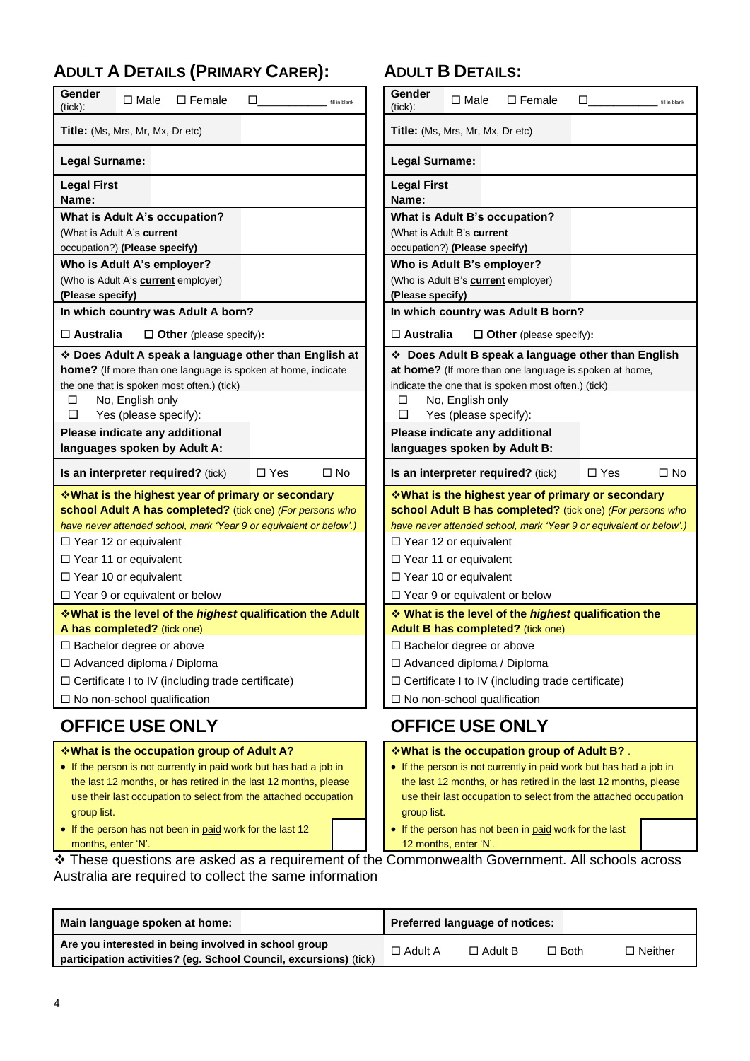## ADULT A DETAILS (PRIMARY CARER):

| | |
|---|---|
| **Gender** (tick): | ☐ Male ☐ Female ☐___________ fill in blank |
| **Title:** (Ms, Mrs, Mr, Mx, Dr etc) | |
| **Legal Surname:** | |
| **Legal First Name:** | |
| **What is Adult A's occupation?** (What is Adult A's **current** occupation?) **(Please specify)** | |
| **Who is Adult A's employer?** (Who is Adult A's **current** employer) **(Please specify)** | |

**In which country was Adult A born?**

☐ **Australia** ☐ **Other** (please specify)**:**

❖ **Does Adult A speak a language other than English at home?** (If more than one language is spoken at home, indicate the one that is spoken most often.) (tick)

☐ No, English only
☐ Yes (please specify):

| | |
|---|---|
| **Please indicate any additional languages spoken by Adult A:** | |
| **Is an interpreter required?** (tick) | ☐ Yes ☐ No |

❖**What is the highest year of primary or secondary school Adult A has completed?** (tick one) *(For persons who have never attended school, mark 'Year 9 or equivalent or below'.)*

☐ Year 12 or equivalent
☐ Year 11 or equivalent
☐ Year 10 or equivalent
☐ Year 9 or equivalent or below

❖**What is the level of the *highest* qualification the Adult A has completed?** (tick one)

☐ Bachelor degree or above
☐ Advanced diploma / Diploma
☐ Certificate I to IV (including trade certificate)
☐ No non-school qualification

### OFFICE USE ONLY

❖**What is the occupation group of Adult A?**

- If the person is not currently in paid work but has had a job in the last 12 months, or has retired in the last 12 months, please use their last occupation to select from the attached occupation group list.
- If the person has not been in paid work for the last 12 months, enter 'N'.

## ADULT B DETAILS:

| | |
|---|---|
| **Gender** (tick): | ☐ Male ☐ Female ☐___________ fill in blank |
| **Title:** (Ms, Mrs, Mr, Mx, Dr etc) | |
| **Legal Surname:** | |
| **Legal First Name:** | |
| **What is Adult B's occupation?** (What is Adult B's **current** occupation?) **(Please specify)** | |
| **Who is Adult B's employer?** (Who is Adult B's **current** employer) **(Please specify)** | |

**In which country was Adult B born?**

☐ **Australia** ☐ **Other** (please specify)**:**

❖ **Does Adult B speak a language other than English at home?** (If more than one language is spoken at home, indicate the one that is spoken most often.) (tick)

☐ No, English only
☐ Yes (please specify):

| | |
|---|---|
| **Please indicate any additional languages spoken by Adult B:** | |
| **Is an interpreter required?** (tick) | ☐ Yes ☐ No |

❖**What is the highest year of primary or secondary school Adult B has completed?** (tick one) *(For persons who have never attended school, mark 'Year 9 or equivalent or below'.)*

☐ Year 12 or equivalent
☐ Year 11 or equivalent
☐ Year 10 or equivalent
☐ Year 9 or equivalent or below

❖ **What is the level of the *highest* qualification the Adult B has completed?** (tick one)

☐ Bachelor degree or above
☐ Advanced diploma / Diploma
☐ Certificate I to IV (including trade certificate)
☐ No non-school qualification

### OFFICE USE ONLY

❖**What is the occupation group of Adult B?** .

- If the person is not currently in paid work but has had a job in the last 12 months, or has retired in the last 12 months, please use their last occupation to select from the attached occupation group list.
- If the person has not been in paid work for the last 12 months, enter 'N'.

❖ These questions are asked as a requirement of the Commonwealth Government. All schools across Australia are required to collect the same information

| | | | | | |
|---|---|---|---|---|---|
| **Main language spoken at home:** | | **Preferred language of notices:** | | | |
| **Are you interested in being involved in school group participation activities? (eg. School Council, excursions)** (tick) | | ☐ Adult A | ☐ Adult B | ☐ Both | ☐ Neither |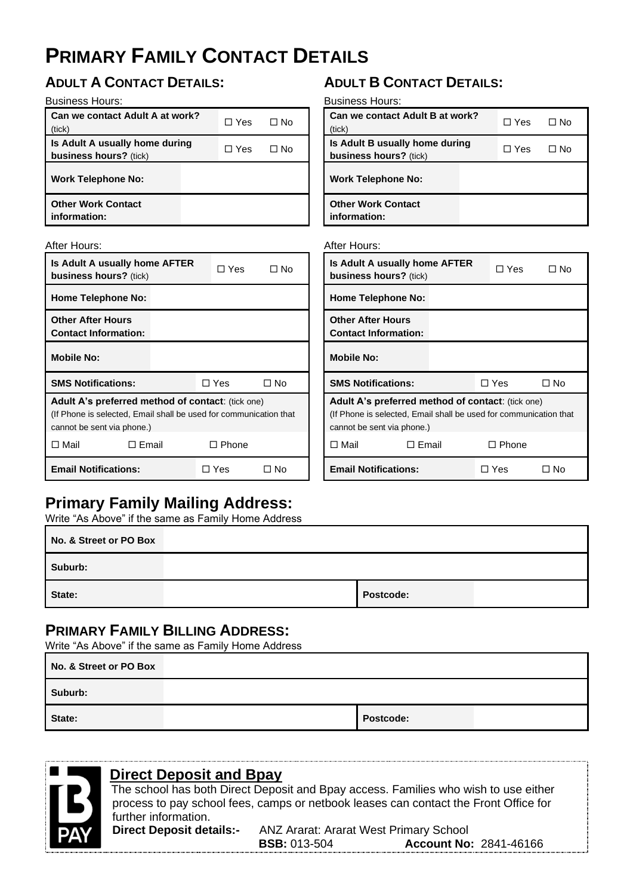# PRIMARY FAMILY CONTACT DETAILS

## ADULT A CONTACT DETAILS:

Business Hours:

| | | | |
|---|---|---|---|
| **Can we contact Adult A at work?** (tick) | | ☐ Yes | ☐ No |
| **Is Adult A usually home during business hours?** (tick) | | ☐ Yes | ☐ No |
| **Work Telephone No:** | | | |
| **Other Work Contact information:** | | | |

After Hours:

| | | | |
|---|---|---|---|
| **Is Adult A usually home AFTER business hours?** (tick) | | ☐ Yes | ☐ No |
| **Home Telephone No:** | | | |
| **Other After Hours Contact Information:** | | | |
| **Mobile No:** | | | |
| **SMS Notifications:** | | ☐ Yes | ☐ No |
| **Adult A's preferred method of contact**: (tick one) (If Phone is selected, Email shall be used for communication that cannot be sent via phone.) | | | |
| ☐ Mail | ☐ Email | ☐ Phone | |
| **Email Notifications:** | | ☐ Yes | ☐ No |

## ADULT B CONTACT DETAILS:

Business Hours:

| | | | |
|---|---|---|---|
| **Can we contact Adult B at work?** (tick) | | ☐ Yes | ☐ No |
| **Is Adult B usually home during business hours?** (tick) | | ☐ Yes | ☐ No |
| **Work Telephone No:** | | | |
| **Other Work Contact information:** | | | |

After Hours:

| | | | |
|---|---|---|---|
| **Is Adult A usually home AFTER business hours?** (tick) | | ☐ Yes | ☐ No |
| **Home Telephone No:** | | | |
| **Other After Hours Contact Information:** | | | |
| **Mobile No:** | | | |
| **SMS Notifications:** | | ☐ Yes | ☐ No |
| **Adult A's preferred method of contact**: (tick one) (If Phone is selected, Email shall be used for communication that cannot be sent via phone.) | | | |
| ☐ Mail | ☐ Email | ☐ Phone | |
| **Email Notifications:** | | ☐ Yes | ☐ No |

## Primary Family Mailing Address:

Write "As Above" if the same as Family Home Address

| | | | |
|---|---|---|---|
| **No. & Street or PO Box** | | | |
| **Suburb:** | | | |
| **State:** | | **Postcode:** | |

## PRIMARY FAMILY BILLING ADDRESS:

Write "As Above" if the same as Family Home Address

| | | | |
|---|---|---|---|
| **No. & Street or PO Box** | | | |
| **Suburb:** | | | |
| **State:** | | **Postcode:** | |

### Direct Deposit and Bpay

The school has both Direct Deposit and Bpay access. Families who wish to use either process to pay school fees, camps or netbook leases can contact the Front Office for further information.

**Direct Deposit details:-** ANZ Ararat: Ararat West Primary School

**BSB:** 013-504 **Account No:** 2841-46166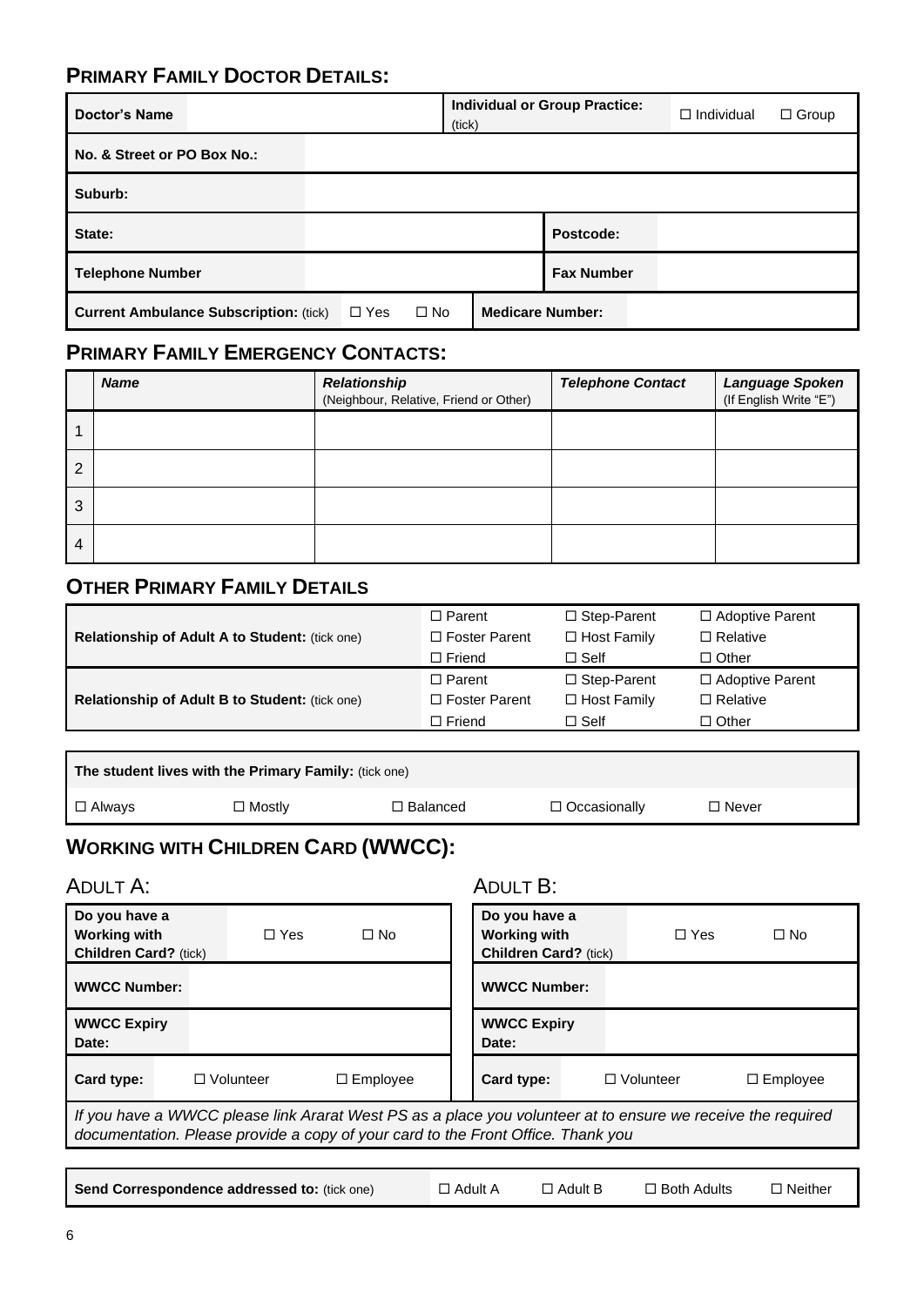## PRIMARY FAMILY DOCTOR DETAILS:

| | | | |
|---|---|---|---|
| **Doctor's Name** | | **Individual or Group Practice:** (tick) | ☐ Individual ☐ Group |
| **No. & Street or PO Box No.:** | | | |
| **Suburb:** | | | |
| **State:** | | **Postcode:** | |
| **Telephone Number** | | **Fax Number** | |
| **Current Ambulance Subscription:** (tick) | ☐ Yes ☐ No | **Medicare Number:** | |

## PRIMARY FAMILY EMERGENCY CONTACTS:

| | ***Name*** | ***Relationship*** (Neighbour, Relative, Friend or Other) | ***Telephone Contact*** | ***Language Spoken*** (If English Write "E") |
|---|---|---|---|---|
| 1 | | | | |
| 2 | | | | |
| 3 | | | | |
| 4 | | | | |

## OTHER PRIMARY FAMILY DETAILS

| | | | |
|---|---|---|---|
| **Relationship of Adult A to Student:** (tick one) | ☐ Parent<br>☐ Foster Parent<br>☐ Friend | ☐ Step-Parent<br>☐ Host Family<br>☐ Self | ☐ Adoptive Parent<br>☐ Relative<br>☐ Other |
| **Relationship of Adult B to Student:** (tick one) | ☐ Parent<br>☐ Foster Parent<br>☐ Friend | ☐ Step-Parent<br>☐ Host Family<br>☐ Self | ☐ Adoptive Parent<br>☐ Relative<br>☐ Other |

**The student lives with the Primary Family:** (tick one)

☐ Always ☐ Mostly ☐ Balanced ☐ Occasionally ☐ Never

## WORKING WITH CHILDREN CARD (WWCC):

### ADULT A:

| | | |
|---|---|---|
| **Do you have a Working with Children Card?** (tick) | ☐ Yes | ☐ No |
| **WWCC Number:** | | |
| **WWCC Expiry Date:** | | |
| **Card type:** | ☐ Volunteer | ☐ Employee |

### ADULT B:

| | | |
|---|---|---|
| **Do you have a Working with Children Card?** (tick) | ☐ Yes | ☐ No |
| **WWCC Number:** | | |
| **WWCC Expiry Date:** | | |
| **Card type:** | ☐ Volunteer | ☐ Employee |

*If you have a WWCC please link Ararat West PS as a place you volunteer at to ensure we receive the required documentation. Please provide a copy of your card to the Front Office. Thank you*

**Send Correspondence addressed to:** (tick one) ☐ Adult A ☐ Adult B ☐ Both Adults ☐ Neither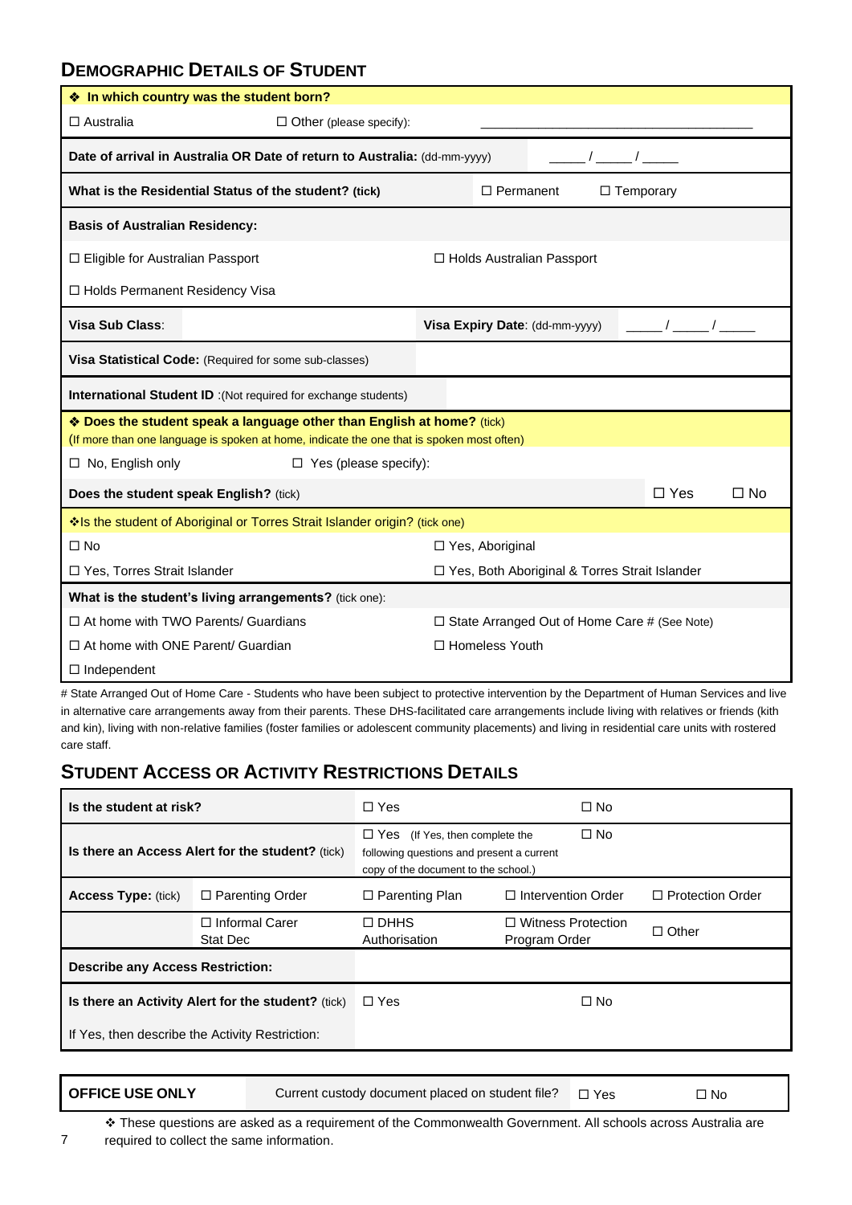## DEMOGRAPHIC DETAILS OF STUDENT

| | | | |
|---|---|---|---|
| ❖ **In which country was the student born?** | | | |
| ☐ Australia | ☐ Other (please specify): | ______________________________ | |
| **Date of arrival in Australia OR Date of return to Australia:** (dd-mm-yyyy) | | _____ / _____ / _____ | |
| **What is the Residential Status of the student? (tick)** | | ☐ Permanent | ☐ Temporary |
| **Basis of Australian Residency:** | | | |
| ☐ Eligible for Australian Passport | | ☐ Holds Australian Passport | |
| ☐ Holds Permanent Residency Visa | | | |
| **Visa Sub Class**: | | **Visa Expiry Date**: (dd-mm-yyyy) | _____ / _____ / _____ |
| **Visa Statistical Code:** (Required for some sub-classes) | | | |
| **International Student ID** :(Not required for exchange students) | | | |
| ❖ **Does the student speak a language other than English at home?** (tick) (If more than one language is spoken at home, indicate the one that is spoken most often) | | | |
| ☐ No, English only | ☐ Yes (please specify): | | |
| **Does the student speak English?** (tick) | | ☐ Yes | ☐ No |
| ❖Is the student of Aboriginal or Torres Strait Islander origin? (tick one) | | | |
| ☐ No | | ☐ Yes, Aboriginal | |
| ☐ Yes, Torres Strait Islander | | ☐ Yes, Both Aboriginal & Torres Strait Islander | |
| **What is the student's living arrangements?** (tick one): | | | |
| ☐ At home with TWO Parents/ Guardians | | ☐ State Arranged Out of Home Care # (See Note) | |
| ☐ At home with ONE Parent/ Guardian | | ☐ Homeless Youth | |
| ☐ Independent | | | |

# State Arranged Out of Home Care - Students who have been subject to protective intervention by the Department of Human Services and live in alternative care arrangements away from their parents. These DHS-facilitated care arrangements include living with relatives or friends (kith and kin), living with non-relative families (foster families or adolescent community placements) and living in residential care units with rostered care staff.

## STUDENT ACCESS OR ACTIVITY RESTRICTIONS DETAILS

| | | | | |
|---|---|---|---|---|
| **Is the student at risk?** | | ☐ Yes | ☐ No | |
| **Is there an Access Alert for the student?** (tick) | | ☐ Yes (If Yes, then complete the following questions and present a current copy of the document to the school.) | ☐ No | |
| **Access Type:** (tick) | ☐ Parenting Order | ☐ Parenting Plan | ☐ Intervention Order | ☐ Protection Order |
| | ☐ Informal Carer Stat Dec | ☐ DHHS Authorisation | ☐ Witness Protection Program Order | ☐ Other |
| **Describe any Access Restriction:** | | | | |
| **Is there an Activity Alert for the student?** (tick) | | ☐ Yes | ☐ No | |
| If Yes, then describe the Activity Restriction: | | | | |

| | | | |
|---|---|---|---|
| **OFFICE USE ONLY** | Current custody document placed on student file? | ☐ Yes | ☐ No |

❖ These questions are asked as a requirement of the Commonwealth Government. All schools across Australia are required to collect the same information.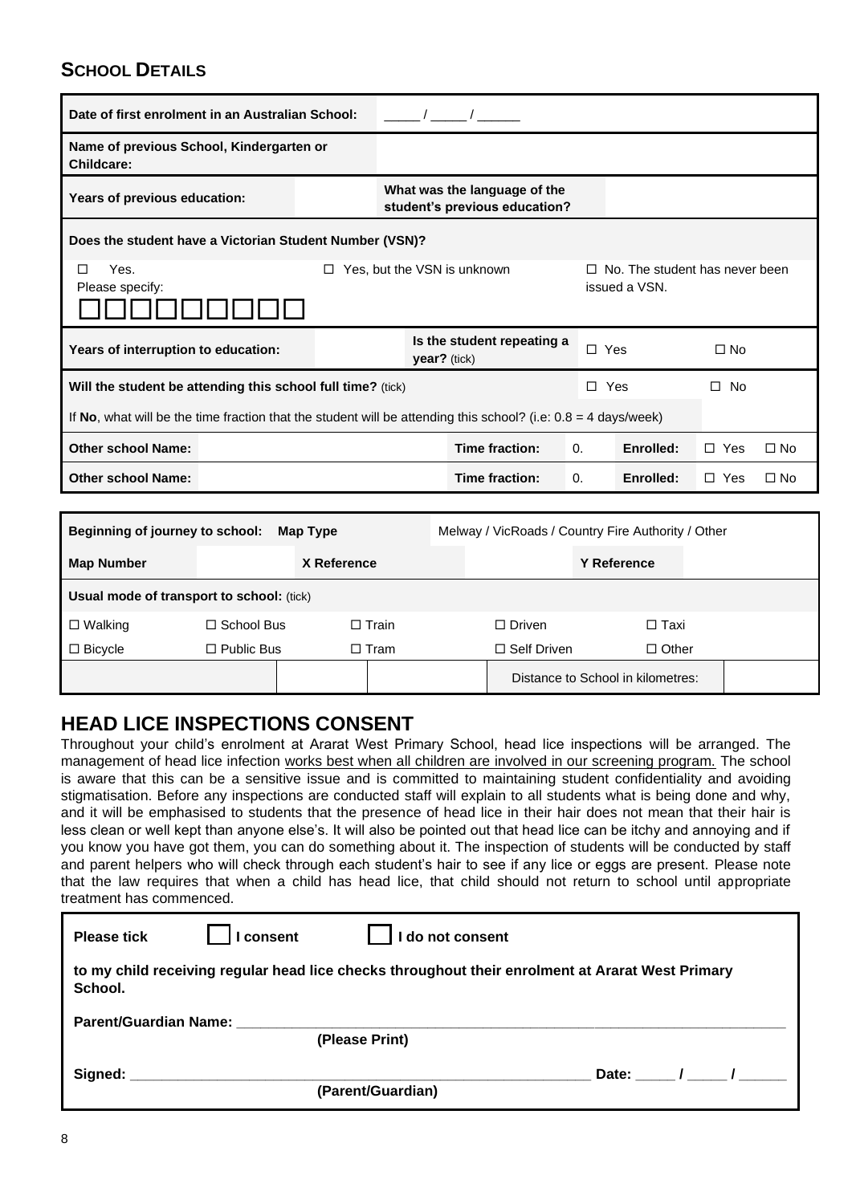## SCHOOL DETAILS

| | | | | | | | |
|---|---|---|---|---|---|---|---|
| **Date of first enrolment in an Australian School:** | | _____ / _____ / ______ | | | | | |
| **Name of previous School, Kindergarten or Childcare:** | | | | | | | |
| **Years of previous education:** | | **What was the language of the student's previous education?** | | | | | |
| **Does the student have a Victorian Student Number (VSN)?** | | | | | | | |
| ☐ Yes. Please specify: ☐☐☐☐☐☐☐☐☐ | | ☐ Yes, but the VSN is unknown | | | ☐ No. The student has never been issued a VSN. | | |
| **Years of interruption to education:** | | **Is the student repeating a year?** (tick) | | ☐ Yes | | ☐ No | |
| **Will the student be attending this school full time?** (tick) | | | | ☐ Yes | | ☐ No | |
| If **No**, what will be the time fraction that the student will be attending this school? (i.e: 0.8 = 4 days/week) | | | | | | | |
| **Other school Name:** | | **Time fraction:** | 0. | **Enrolled:** | ☐ Yes | ☐ No | |
| **Other school Name:** | | **Time fraction:** | 0. | **Enrolled:** | ☐ Yes | ☐ No | |

| | | | | | |
|---|---|---|---|---|---|
| **Beginning of journey to school:** | **Map Type** | | Melway / VicRoads / Country Fire Authority / Other | | |
| **Map Number** | | **X Reference** | | **Y Reference** | |
| **Usual mode of transport to school:** (tick) | | | | | |
| ☐ Walking | ☐ School Bus | ☐ Train | ☐ Driven | ☐ Taxi | |
| ☐ Bicycle | ☐ Public Bus | ☐ Tram | ☐ Self Driven | ☐ Other | |
| | | | Distance to School in kilometres: | | |

## HEAD LICE INSPECTIONS CONSENT

Throughout your child's enrolment at Ararat West Primary School, head lice inspections will be arranged. The management of head lice infection works best when all children are involved in our screening program. The school is aware that this can be a sensitive issue and is committed to maintaining student confidentiality and avoiding stigmatisation. Before any inspections are conducted staff will explain to all students what is being done and why, and it will be emphasised to students that the presence of head lice in their hair does not mean that their hair is less clean or well kept than anyone else's. It will also be pointed out that head lice can be itchy and annoying and if you know you have got them, you can do something about it. The inspection of students will be conducted by staff and parent helpers who will check through each student's hair to see if any lice or eggs are present. Please note that the law requires that when a child has head lice, that child should not return to school until appropriate treatment has commenced.

**Please tick** ☐ **I consent** ☐ **I do not consent**

**to my child receiving regular head lice checks throughout their enrolment at Ararat West Primary School.**

**Parent/Guardian Name:** ______________________________________________
**(Please Print)**

**Signed:** ______________________________________ **Date:** _____ / _____ / ______
**(Parent/Guardian)**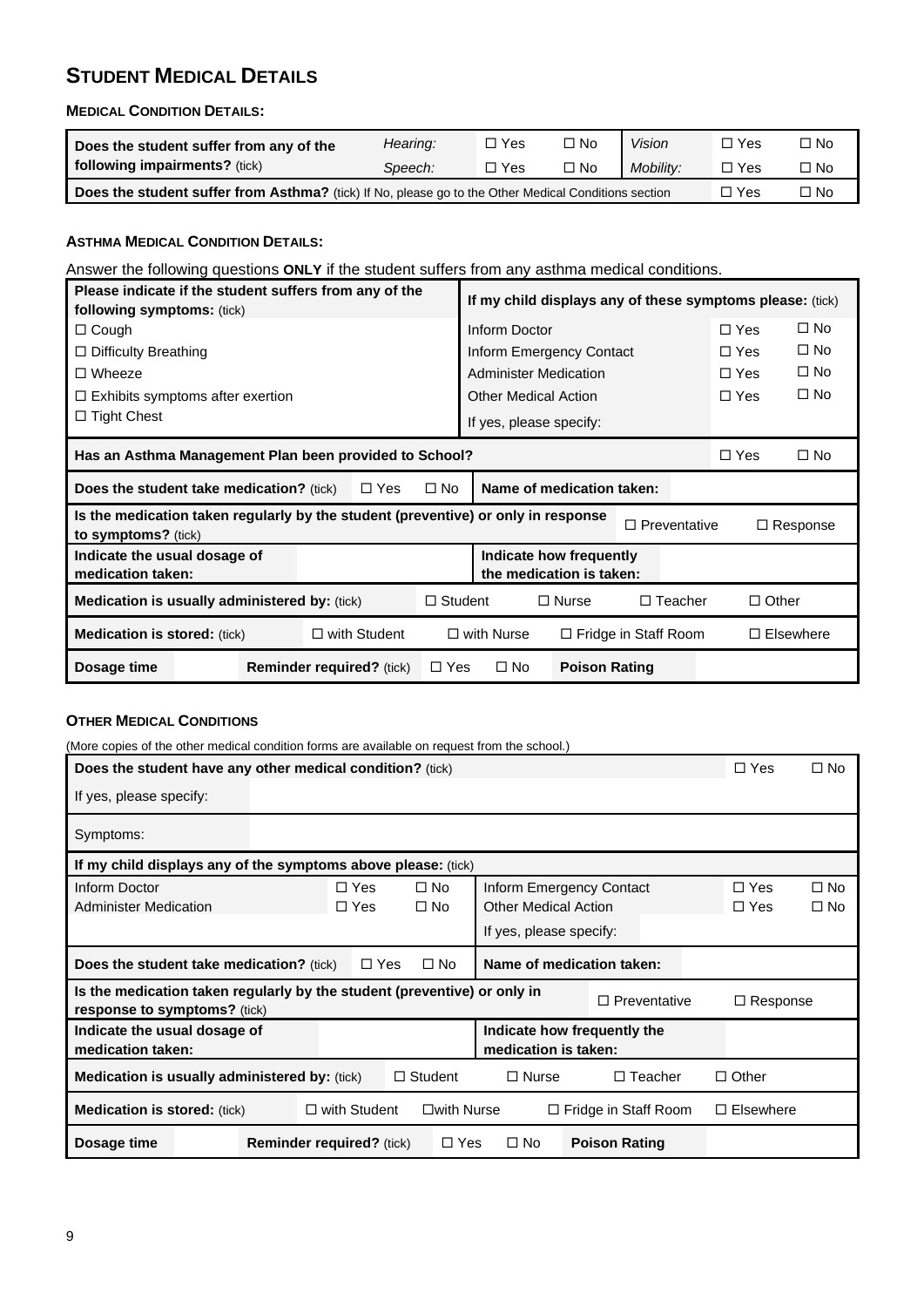# STUDENT MEDICAL DETAILS

**MEDICAL CONDITION DETAILS:**

| | | | | | | | |
|---|---|---|---|---|---|---|---|
| **Does the student suffer from any of the following impairments?** (tick) | *Hearing:* | ☐ Yes | ☐ No | *Vision* | ☐ Yes | ☐ No |
| | *Speech:* | ☐ Yes | ☐ No | *Mobility:* | ☐ Yes | ☐ No |
| **Does the student suffer from Asthma?** (tick) If No, please go to the Other Medical Conditions section | | | | | ☐ Yes | ☐ No |

**ASTHMA MEDICAL CONDITION DETAILS:**

Answer the following questions **ONLY** if the student suffers from any asthma medical conditions.

| | | | |
|---|---|---|---|
| **Please indicate if the student suffers from any of the following symptoms:** (tick) | **If my child displays any of these symptoms please:** (tick) | | |
| ☐ Cough | Inform Doctor | ☐ Yes | ☐ No |
| ☐ Difficulty Breathing | Inform Emergency Contact | ☐ Yes | ☐ No |
| ☐ Wheeze | Administer Medication | ☐ Yes | ☐ No |
| ☐ Exhibits symptoms after exertion | Other Medical Action | ☐ Yes | ☐ No |
| ☐ Tight Chest | If yes, please specify: | | |

| | | |
|---|---|---|
| **Has an Asthma Management Plan been provided to School?** | ☐ Yes | ☐ No |

| | | | | |
|---|---|---|---|---|
| **Does the student take medication?** (tick) | ☐ Yes | ☐ No | **Name of medication taken:** | |

| | | |
|---|---|---|
| **Is the medication taken regularly by the student (preventive) or only in response to symptoms?** (tick) | ☐ Preventative | ☐ Response |

| | | | |
|---|---|---|---|
| **Indicate the usual dosage of medication taken:** | | **Indicate how frequently the medication is taken:** | |

| | | | | |
|---|---|---|---|---|
| **Medication is usually administered by:** (tick) | ☐ Student | ☐ Nurse | ☐ Teacher | ☐ Other |

| | | | | |
|---|---|---|---|---|
| **Medication is stored:** (tick) | ☐ with Student | ☐ with Nurse | ☐ Fridge in Staff Room | ☐ Elsewhere |

| | | | | | | |
|---|---|---|---|---|---|---|
| **Dosage time** | | **Reminder required?** (tick) | ☐ Yes | ☐ No | **Poison Rating** | |

**OTHER MEDICAL CONDITIONS**

(More copies of the other medical condition forms are available on request from the school.)

| | | |
|---|---|---|
| **Does the student have any other medical condition?** (tick) | ☐ Yes | ☐ No |
| If yes, please specify: | | |
| Symptoms: | | |

| | | | | | |
|---|---|---|---|---|---|
| **If my child displays any of the symptoms above please:** (tick) | | | | | |
| Inform Doctor | ☐ Yes | ☐ No | Inform Emergency Contact | ☐ Yes | ☐ No |
| Administer Medication | ☐ Yes | ☐ No | Other Medical Action | ☐ Yes | ☐ No |
| | | | If yes, please specify: | | |

| | | | | |
|---|---|---|---|---|
| **Does the student take medication?** (tick) | ☐ Yes | ☐ No | **Name of medication taken:** | |

| | | |
|---|---|---|
| **Is the medication taken regularly by the student (preventive) or only in response to symptoms?** (tick) | ☐ Preventative | ☐ Response |

| | | | |
|---|---|---|---|
| **Indicate the usual dosage of medication taken:** | | **Indicate how frequently the medication is taken:** | |

| | | | | |
|---|---|---|---|---|
| **Medication is usually administered by:** (tick) | ☐ Student | ☐ Nurse | ☐ Teacher | ☐ Other |

| | | | | |
|---|---|---|---|---|
| **Medication is stored:** (tick) | ☐ with Student | ☐with Nurse | ☐ Fridge in Staff Room | ☐ Elsewhere |

| | | | | | | |
|---|---|---|---|---|---|---|
| **Dosage time** | | **Reminder required?** (tick) | ☐ Yes | ☐ No | **Poison Rating** | |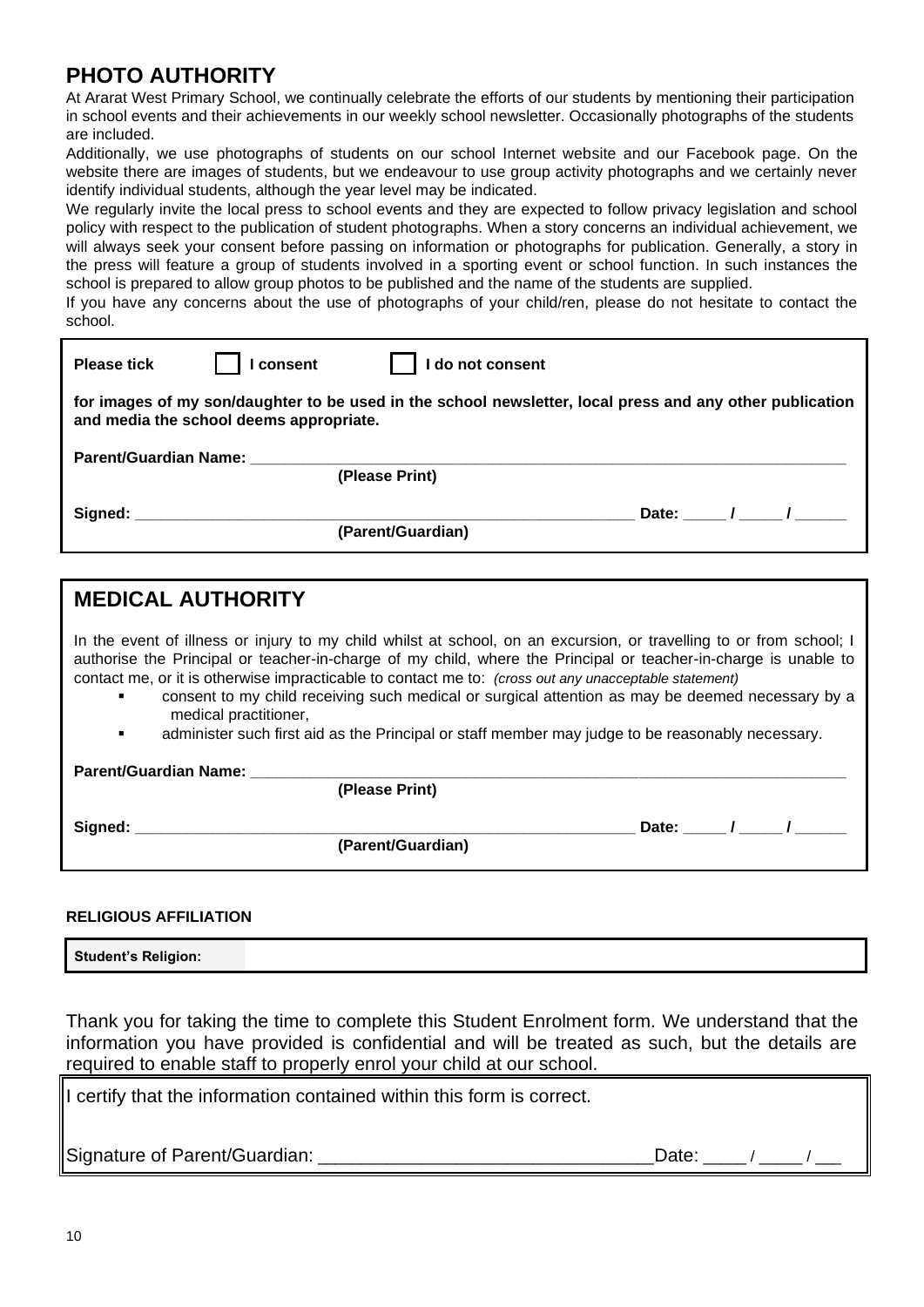## PHOTO AUTHORITY

At Ararat West Primary School, we continually celebrate the efforts of our students by mentioning their participation in school events and their achievements in our weekly school newsletter. Occasionally photographs of the students are included.

Additionally, we use photographs of students on our school Internet website and our Facebook page. On the website there are images of students, but we endeavour to use group activity photographs and we certainly never identify individual students, although the year level may be indicated.

We regularly invite the local press to school events and they are expected to follow privacy legislation and school policy with respect to the publication of student photographs. When a story concerns an individual achievement, we will always seek your consent before passing on information or photographs for publication. Generally, a story in the press will feature a group of students involved in a sporting event or school function. In such instances the school is prepared to allow group photos to be published and the name of the students are supplied.

If you have any concerns about the use of photographs of your child/ren, please do not hesitate to contact the school.

**Please tick** ☐ **I consent** ☐ **I do not consent**

**for images of my son/daughter to be used in the school newsletter, local press and any other publication and media the school deems appropriate.**

**Parent/Guardian Name:** ______________________________________________
**(Please Print)**

**Signed:** ______________________________________________ **Date:** _____ / _____ / ______
**(Parent/Guardian)**

## MEDICAL AUTHORITY

In the event of illness or injury to my child whilst at school, on an excursion, or travelling to or from school; I authorise the Principal or teacher-in-charge of my child, where the Principal or teacher-in-charge is unable to contact me, or it is otherwise impracticable to contact me to: *(cross out any unacceptable statement)*

- consent to my child receiving such medical or surgical attention as may be deemed necessary by a medical practitioner,
- administer such first aid as the Principal or staff member may judge to be reasonably necessary.

**Parent/Guardian Name:** ______________________________________________
**(Please Print)**

**Signed:** ______________________________________________ **Date:** _____ / _____ / ______
**(Parent/Guardian)**

**RELIGIOUS AFFILIATION**

| **Student's Religion:** | |
|---|---|

Thank you for taking the time to complete this Student Enrolment form. We understand that the information you have provided is confidential and will be treated as such, but the details are required to enable staff to properly enrol your child at our school.

I certify that the information contained within this form is correct.

Signature of Parent/Guardian: __________________________________Date: ____ / ____ / ___